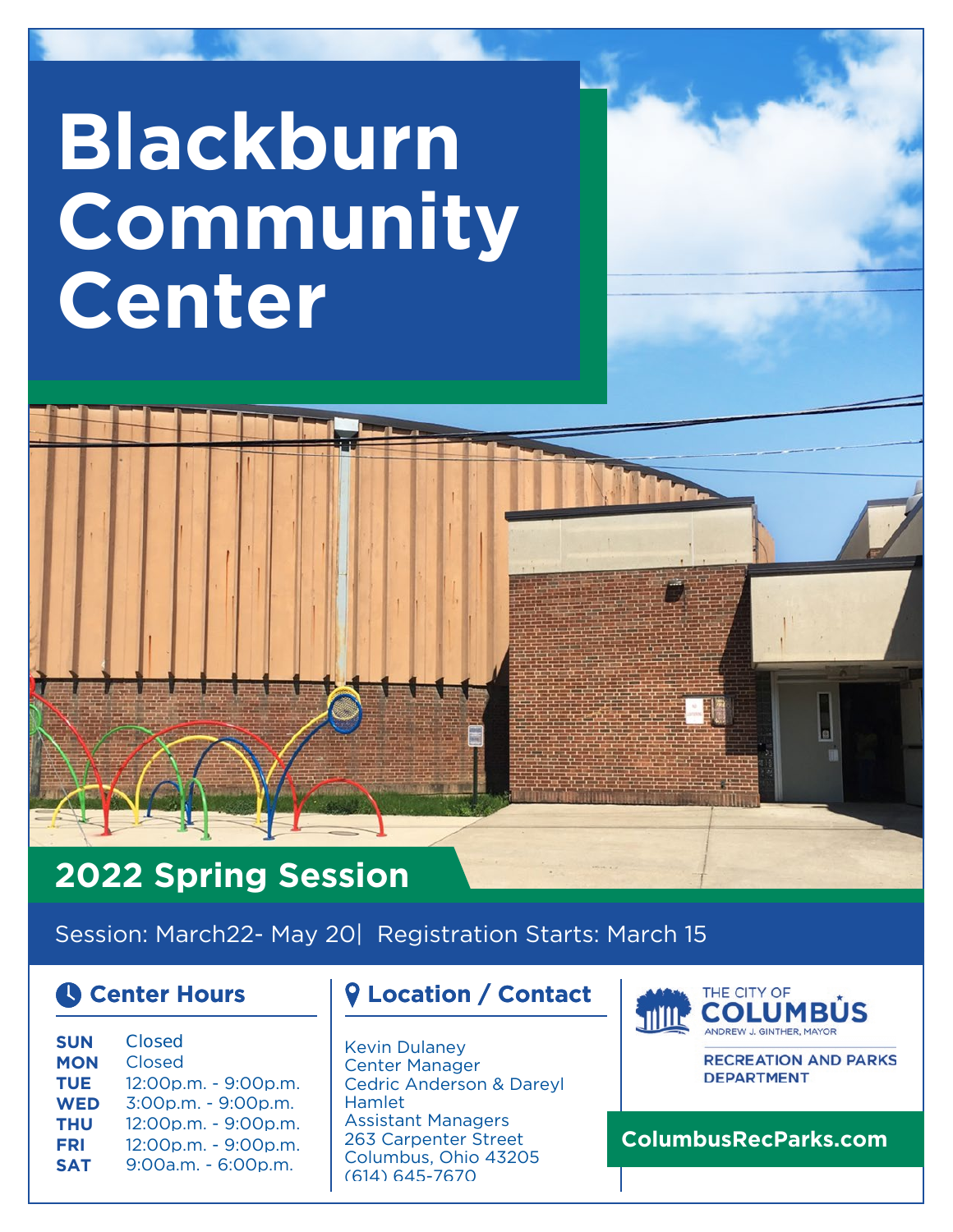# Blackburn Community Center

## 2022 Spring Session

Session: March22- May 20| Registration Starts: March 15

### Center Hours

| | |
|---|---|
| **SUN** | Closed |
| **MON** | Closed |
| **TUE** | 12:00p.m. - 9:00p.m. |
| **WED** | 3:00p.m. - 9:00p.m. |
| **THU** | 12:00p.m. - 9:00p.m. |
| **FRI** | 12:00p.m. - 9:00p.m. |
| **SAT** | 9:00a.m. - 6:00p.m. |

### Location / Contact

Kevin Dulaney
Center Manager
Cedric Anderson & Dareyl Hamlet
Assistant Managers
263 Carpenter Street
Columbus, Ohio 43205
(614) 645-7670

THE CITY OF COLUMBUS
ANDREW J. GINTHER, MAYOR

RECREATION AND PARKS DEPARTMENT

**ColumbusRecParks.com**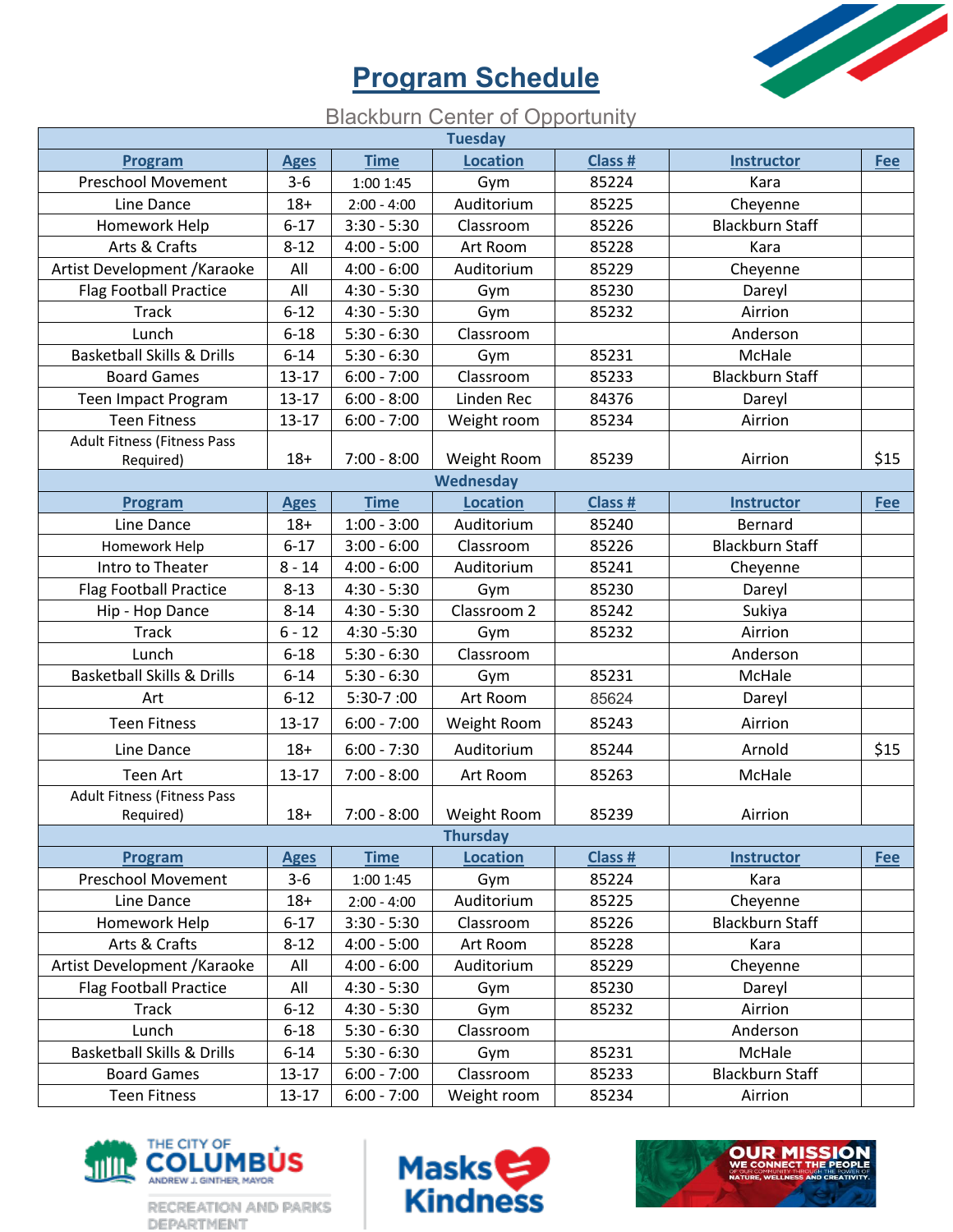# Program Schedule

Blackburn Center of Opportunity

| Tuesday | | | | | | |
|---|---|---|---|---|---|---|
| **Program** | **Ages** | **Time** | **Location** | **Class #** | **Instructor** | **Fee** |
| Preschool Movement | 3-6 | 1:00 1:45 | Gym | 85224 | Kara | |
| Line Dance | 18+ | 2:00 - 4:00 | Auditorium | 85225 | Cheyenne | |
| Homework Help | 6-17 | 3:30 - 5:30 | Classroom | 85226 | Blackburn Staff | |
| Arts & Crafts | 8-12 | 4:00 - 5:00 | Art Room | 85228 | Kara | |
| Artist Development /Karaoke | All | 4:00 - 6:00 | Auditorium | 85229 | Cheyenne | |
| Flag Football Practice | All | 4:30 - 5:30 | Gym | 85230 | Dareyl | |
| Track | 6-12 | 4:30 - 5:30 | Gym | 85232 | Airrion | |
| Lunch | 6-18 | 5:30 - 6:30 | Classroom | | Anderson | |
| Basketball Skills & Drills | 6-14 | 5:30 - 6:30 | Gym | 85231 | McHale | |
| Board Games | 13-17 | 6:00 - 7:00 | Classroom | 85233 | Blackburn Staff | |
| Teen Impact Program | 13-17 | 6:00 - 8:00 | Linden Rec | 84376 | Dareyl | |
| Teen Fitness | 13-17 | 6:00 - 7:00 | Weight room | 85234 | Airrion | |
| Adult Fitness (Fitness Pass Required) | 18+ | 7:00 - 8:00 | Weight Room | 85239 | Airrion | $15 |
| **Wednesday** | | | | | | |
| **Program** | **Ages** | **Time** | **Location** | **Class #** | **Instructor** | **Fee** |
| Line Dance | 18+ | 1:00 - 3:00 | Auditorium | 85240 | Bernard | |
| Homework Help | 6-17 | 3:00 - 6:00 | Classroom | 85226 | Blackburn Staff | |
| Intro to Theater | 8 - 14 | 4:00 - 6:00 | Auditorium | 85241 | Cheyenne | |
| Flag Football Practice | 8-13 | 4:30 - 5:30 | Gym | 85230 | Dareyl | |
| Hip - Hop Dance | 8-14 | 4:30 - 5:30 | Classroom 2 | 85242 | Sukiya | |
| Track | 6 - 12 | 4:30 -5:30 | Gym | 85232 | Airrion | |
| Lunch | 6-18 | 5:30 - 6:30 | Classroom | | Anderson | |
| Basketball Skills & Drills | 6-14 | 5:30 - 6:30 | Gym | 85231 | McHale | |
| Art | 6-12 | 5:30-7 :00 | Art Room | 85624 | Dareyl | |
| Teen Fitness | 13-17 | 6:00 - 7:00 | Weight Room | 85243 | Airrion | |
| Line Dance | 18+ | 6:00 - 7:30 | Auditorium | 85244 | Arnold | $15 |
| Teen Art | 13-17 | 7:00 - 8:00 | Art Room | 85263 | McHale | |
| Adult Fitness (Fitness Pass Required) | 18+ | 7:00 - 8:00 | Weight Room | 85239 | Airrion | |
| **Thursday** | | | | | | |
| **Program** | **Ages** | **Time** | **Location** | **Class #** | **Instructor** | **Fee** |
| Preschool Movement | 3-6 | 1:00 1:45 | Gym | 85224 | Kara | |
| Line Dance | 18+ | 2:00 - 4:00 | Auditorium | 85225 | Cheyenne | |
| Homework Help | 6-17 | 3:30 - 5:30 | Classroom | 85226 | Blackburn Staff | |
| Arts & Crafts | 8-12 | 4:00 - 5:00 | Art Room | 85228 | Kara | |
| Artist Development /Karaoke | All | 4:00 - 6:00 | Auditorium | 85229 | Cheyenne | |
| Flag Football Practice | All | 4:30 - 5:30 | Gym | 85230 | Dareyl | |
| Track | 6-12 | 4:30 - 5:30 | Gym | 85232 | Airrion | |
| Lunch | 6-18 | 5:30 - 6:30 | Classroom | | Anderson | |
| Basketball Skills & Drills | 6-14 | 5:30 - 6:30 | Gym | 85231 | McHale | |
| Board Games | 13-17 | 6:00 - 7:00 | Classroom | 85233 | Blackburn Staff | |
| Teen Fitness | 13-17 | 6:00 - 7:00 | Weight room | 85234 | Airrion | |

THE CITY OF COLUMBUS ANDREW J. GINTHER, MAYOR
RECREATION AND PARKS DEPARTMENT

Masks Kindness

OUR MISSION WE CONNECT THE PEOPLE OF OUR COMMUNITY THROUGH THE POWER OF NATURE, WELLNESS AND CREATIVITY.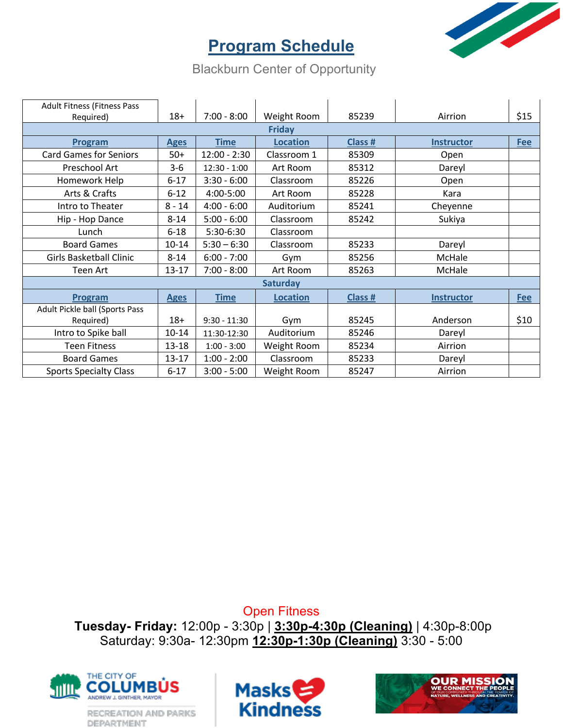# Program Schedule

Blackburn Center of Opportunity

| Adult Fitness (Fitness Pass Required) | 18+ | 7:00 - 8:00 | Weight Room | 85239 | Airrion | $15 |
|---|---|---|---|---|---|---|
| **Friday** | | | | | | |
| **Program** | **Ages** | **Time** | **Location** | **Class #** | **Instructor** | **Fee** |
| Card Games for Seniors | 50+ | 12:00 - 2:30 | Classroom 1 | 85309 | Open | |
| Preschool Art | 3-6 | 12:30 - 1:00 | Art Room | 85312 | Dareyl | |
| Homework Help | 6-17 | 3:30 - 6:00 | Classroom | 85226 | Open | |
| Arts & Crafts | 6-12 | 4:00-5:00 | Art Room | 85228 | Kara | |
| Intro to Theater | 8 - 14 | 4:00 - 6:00 | Auditorium | 85241 | Cheyenne | |
| Hip - Hop Dance | 8-14 | 5:00 - 6:00 | Classroom | 85242 | Sukiya | |
| Lunch | 6-18 | 5:30-6:30 | Classroom | | | |
| Board Games | 10-14 | 5:30 – 6:30 | Classroom | 85233 | Dareyl | |
| Girls Basketball Clinic | 8-14 | 6:00 - 7:00 | Gym | 85256 | McHale | |
| Teen Art | 13-17 | 7:00 - 8:00 | Art Room | 85263 | McHale | |
| **Saturday** | | | | | | |
| **Program** | **Ages** | **Time** | **Location** | **Class #** | **Instructor** | **Fee** |
| Adult Pickle ball (Sports Pass Required) | 18+ | 9:30 - 11:30 | Gym | 85245 | Anderson | $10 |
| Intro to Spike ball | 10-14 | 11:30-12:30 | Auditorium | 85246 | Dareyl | |
| Teen Fitness | 13-18 | 1:00 - 3:00 | Weight Room | 85234 | Airrion | |
| Board Games | 13-17 | 1:00 - 2:00 | Classroom | 85233 | Dareyl | |
| Sports Specialty Class | 6-17 | 3:00 - 5:00 | Weight Room | 85247 | Airrion | |

Open Fitness

**Tuesday- Friday:** 12:00p - 3:30p | **3:30p-4:30p (Cleaning)** | 4:30p-8:00p
Saturday: 9:30a- 12:30pm **12:30p-1:30p (Cleaning)** 3:30 - 5:00

THE CITY OF COLUMBUS ANDREW J. GINTHER, MAYOR
RECREATION AND PARKS DEPARTMENT

Masks = Kindness

OUR MISSION: WE CONNECT THE PEOPLE OF OUR COMMUNITY THROUGH THE POWER OF NATURE, WELLNESS AND CREATIVITY.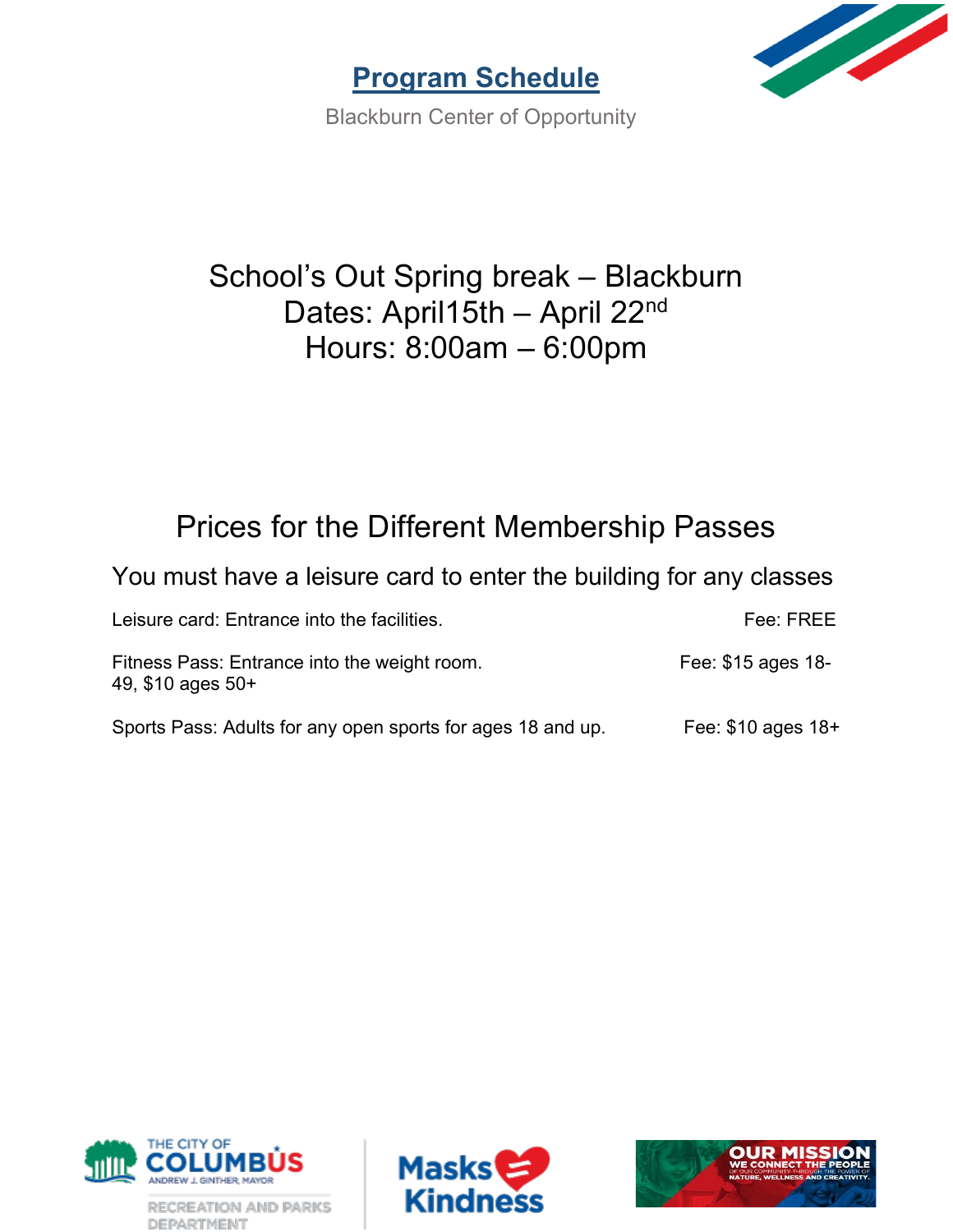# Program Schedule

Blackburn Center of Opportunity

## School's Out Spring break – Blackburn
## Dates: April15th – April 22nd
## Hours: 8:00am – 6:00pm

## Prices for the Different Membership Passes

### You must have a leisure card to enter the building for any classes

| | |
|---|---|
| Leisure card: Entrance into the facilities. | Fee: FREE |
| Fitness Pass: Entrance into the weight room. | Fee: $15 ages 18-49, $10 ages 50+ |
| Sports Pass: Adults for any open sports for ages 18 and up. | Fee: $10 ages 18+ |

THE CITY OF COLUMBUS
ANDREW J. GINTHER, MAYOR
RECREATION AND PARKS DEPARTMENT

Masks = Kindness

OUR MISSION
WE CONNECT THE PEOPLE OF OUR COMMUNITY THROUGH THE POWER OF NATURE, WELLNESS AND CREATIVITY.